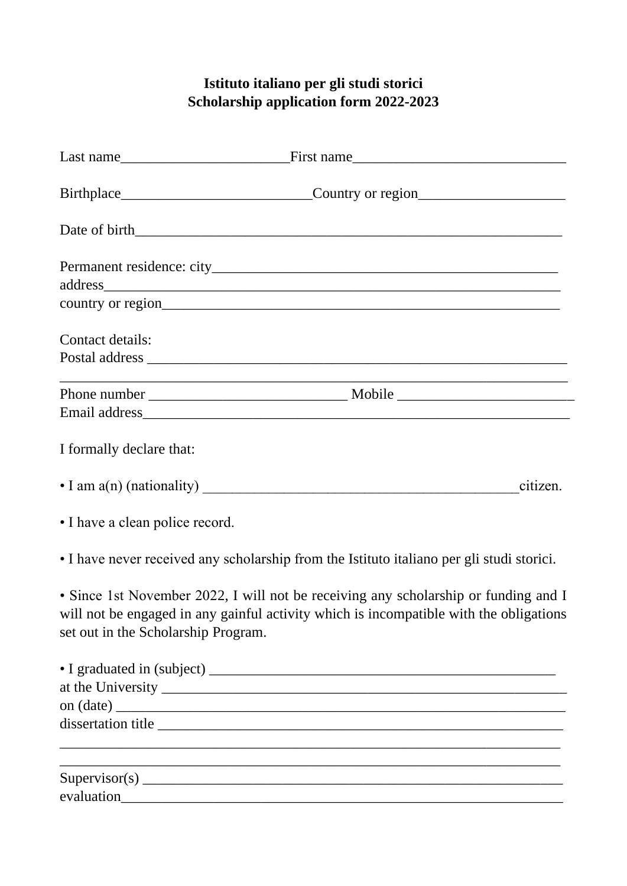**Istituto italiano per gli studi storici**
**Scholarship application form 2022-2023**

Last name_______________________First name_____________________________

Birthplace__________________________Country or region____________________

Date of birth__________________________________________________________

Permanent residence: city_______________________________________________
address______________________________________________________________
country or region_____________________________________________________

Contact details:
Postal address _________________________________________________________
_____________________________________________________________________
Phone number ___________________________ Mobile ________________________
Email address__________________________________________________________

I formally declare that:

• I am a(n) (nationality) ___________________________________________citizen.

• I have a clean police record.

• I have never received any scholarship from the Istituto italiano per gli studi storici.

• Since 1st November 2022, I will not be receiving any scholarship or funding and I will not be engaged in any gainful activity which is incompatible with the obligations set out in the Scholarship Program.

• I graduated in (subject) ________________________________________________
at the University ________________________________________________________
on (date) _____________________________________________________________
dissertation title ________________________________________________________
_____________________________________________________________________
_____________________________________________________________________
Supervisor(s) __________________________________________________________
evaluation_____________________________________________________________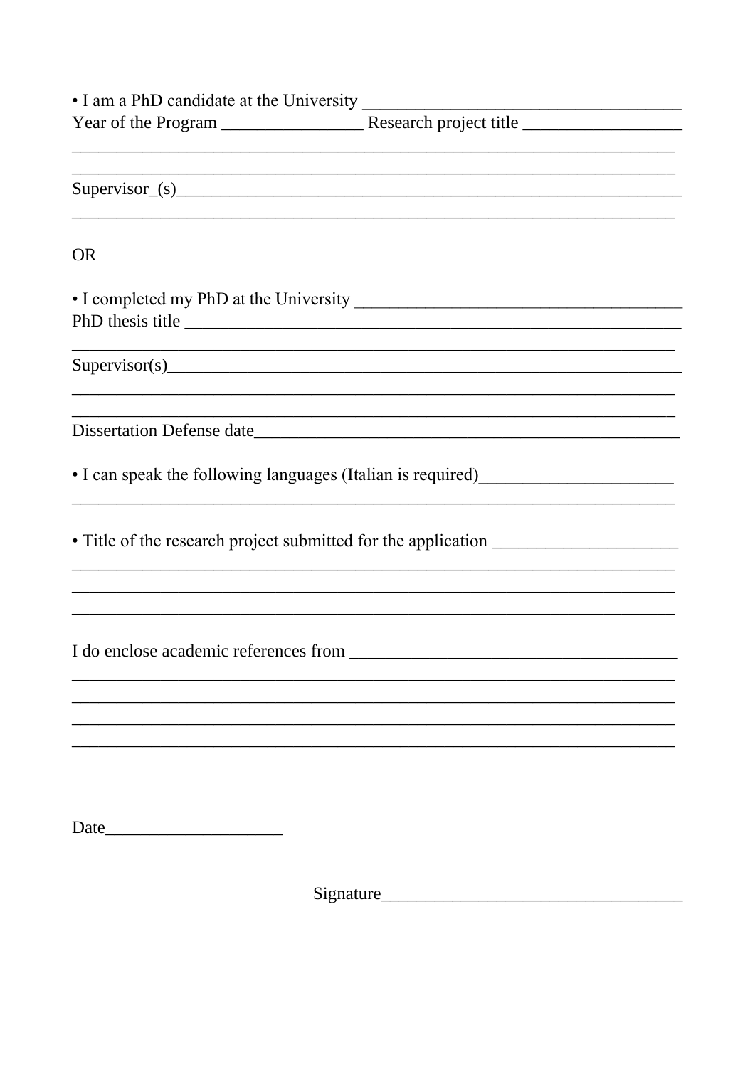• I am a PhD candidate at the University ____________________________________
Year of the Program ________________ Research project title __________________
___________________________________________________________________________
___________________________________________________________________________
Supervisor_(s)________________________________________________________________
___________________________________________________________________________

OR

• I completed my PhD at the University _____________________________________
PhD thesis title _________________________________________________________
___________________________________________________________________________
Supervisor(s)_________________________________________________________________
___________________________________________________________________________
___________________________________________________________________________
Dissertation Defense date__________________________________________________

• I can speak the following languages (Italian is required)______________________
___________________________________________________________________________

• Title of the research project submitted for the application _____________________
___________________________________________________________________________
___________________________________________________________________________
___________________________________________________________________________

I do enclose academic references from _____________________________________
___________________________________________________________________________
___________________________________________________________________________
___________________________________________________________________________
___________________________________________________________________________

Date____________________

Signature__________________________________